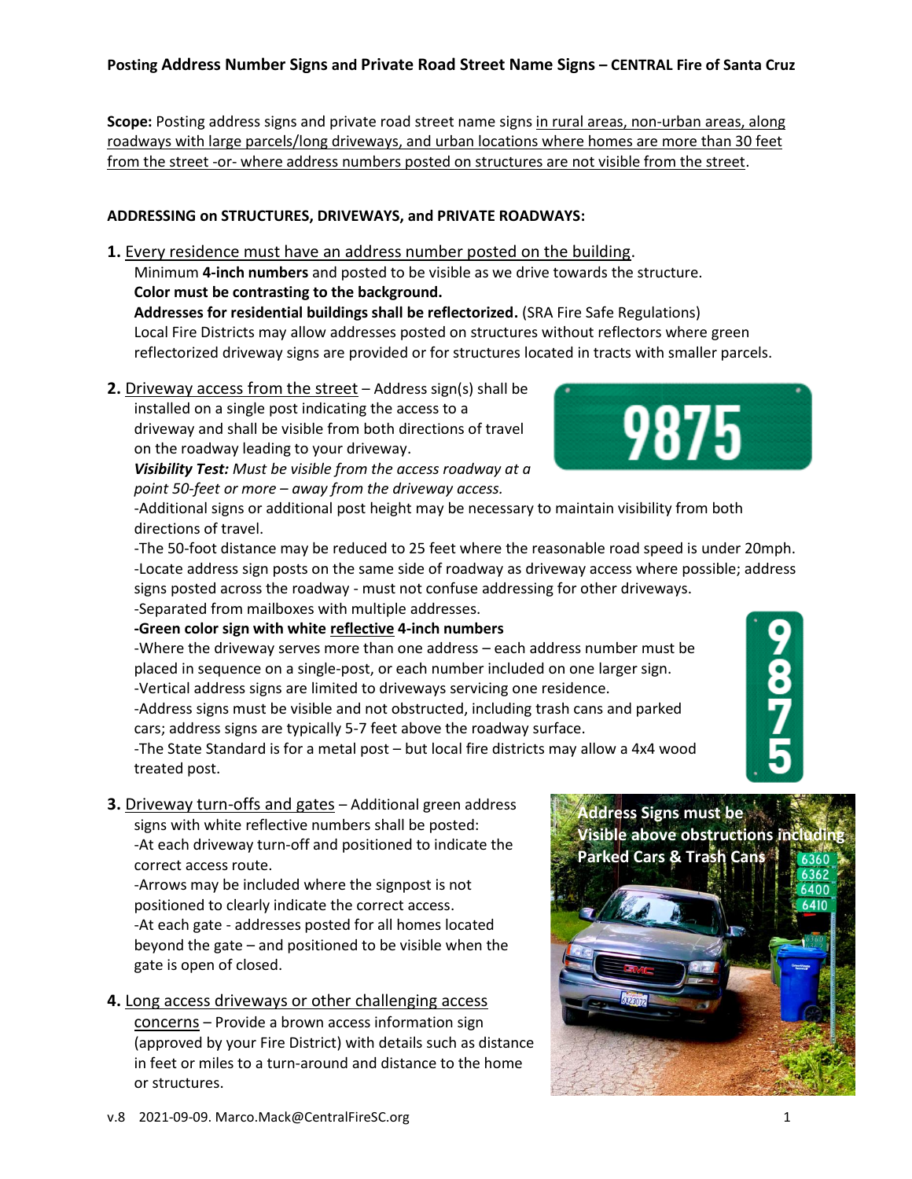# Posting Address Number Signs and Private Road Street Name Signs – CENTRAL Fire of Santa Cruz

**Scope:** Posting address signs and private road street name signs in rural areas, non-urban areas, along roadways with large parcels/long driveways, and urban locations where homes are more than 30 feet from the street -or- where address numbers posted on structures are not visible from the street.

## ADDRESSING on STRUCTURES, DRIVEWAYS, and PRIVATE ROADWAYS:

**1.** Every residence must have an address number posted on the building.
Minimum **4-inch numbers** and posted to be visible as we drive towards the structure.
**Color must be contrasting to the background.**
**Addresses for residential buildings shall be reflectorized.** (SRA Fire Safe Regulations)
Local Fire Districts may allow addresses posted on structures without reflectors where green reflectorized driveway signs are provided or for structures located in tracts with smaller parcels.

**2.** Driveway access from the street – Address sign(s) shall be installed on a single post indicating the access to a driveway and shall be visible from both directions of travel on the roadway leading to your driveway.
***Visibility Test:*** *Must be visible from the access roadway at a point 50-feet or more – away from the driveway access.*
-Additional signs or additional post height may be necessary to maintain visibility from both directions of travel.
-The 50-foot distance may be reduced to 25 feet where the reasonable road speed is under 20mph.
-Locate address sign posts on the same side of roadway as driveway access where possible; address signs posted across the roadway - must not confuse addressing for other driveways.
-Separated from mailboxes with multiple addresses.
**-Green color sign with white reflective 4-inch numbers**
-Where the driveway serves more than one address – each address number must be placed in sequence on a single-post, or each number included on one larger sign.
-Vertical address signs are limited to driveways servicing one residence.
-Address signs must be visible and not obstructed, including trash cans and parked cars; address signs are typically 5-7 feet above the roadway surface.
-The State Standard is for a metal post – but local fire districts may allow a 4x4 wood treated post.

**3.** Driveway turn-offs and gates – Additional green address signs with white reflective numbers shall be posted:
-At each driveway turn-off and positioned to indicate the correct access route.
-Arrows may be included where the signpost is not positioned to clearly indicate the correct access.
-At each gate - addresses posted for all homes located beyond the gate – and positioned to be visible when the gate is open of closed.

**4.** Long access driveways or other challenging access concerns – Provide a brown access information sign (approved by your Fire District) with details such as distance in feet or miles to a turn-around and distance to the home or structures.

Address Signs must be Visible above obstructions including Parked Cars & Trash Cans

v.8 2021-09-09. Marco.Mack@CentralFireSC.org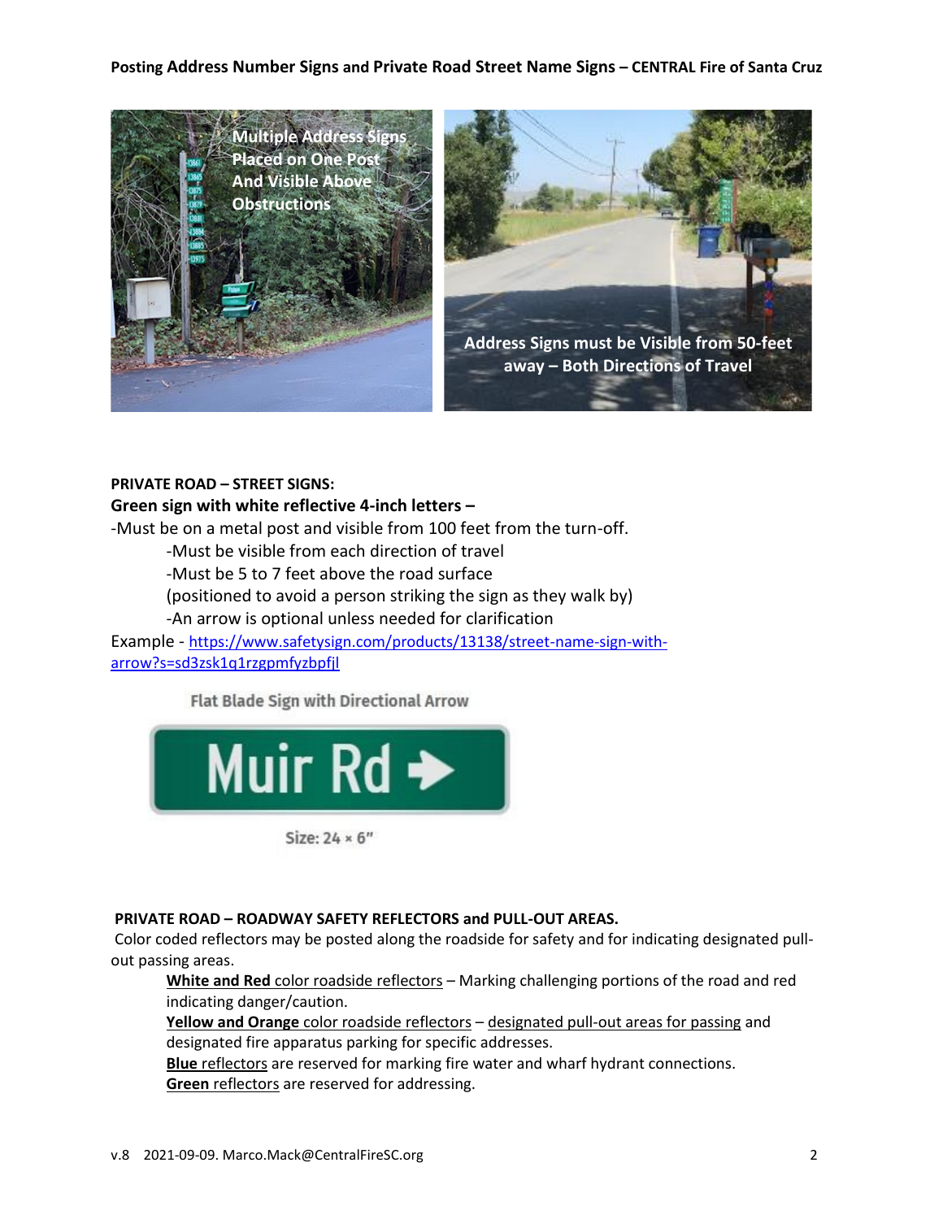Multiple Address Signs Placed on One Post And Visible Above Obstructions

Address Signs must be Visible from 50-feet away – Both Directions of Travel

**PRIVATE ROAD – STREET SIGNS:**

**Green sign with white reflective 4-inch letters –**

-Must be on a metal post and visible from 100 feet from the turn-off.

- -Must be visible from each direction of travel
- -Must be 5 to 7 feet above the road surface
  (positioned to avoid a person striking the sign as they walk by)
- -An arrow is optional unless needed for clarification

Example - [https://www.safetysign.com/products/13138/street-name-sign-with-arrow?s=sd3zsk1q1rzgpmfyzbpfjl](https://www.safetysign.com/products/13138/street-name-sign-with-arrow?s=sd3zsk1q1rzgpmfyzbpfjl)

Flat Blade Sign with Directional Arrow

Muir Rd ➔

Size: 24 × 6"

**PRIVATE ROAD – ROADWAY SAFETY REFLECTORS and PULL-OUT AREAS.**

Color coded reflectors may be posted along the roadside for safety and for indicating designated pull-out passing areas.

- **White and Red** color roadside reflectors – Marking challenging portions of the road and red indicating danger/caution.
- **Yellow and Orange** color roadside reflectors – designated pull-out areas for passing and designated fire apparatus parking for specific addresses.
- **Blue** reflectors are reserved for marking fire water and wharf hydrant connections.
- **Green** reflectors are reserved for addressing.

v.8 2021-09-09. Marco.Mack@CentralFireSC.org